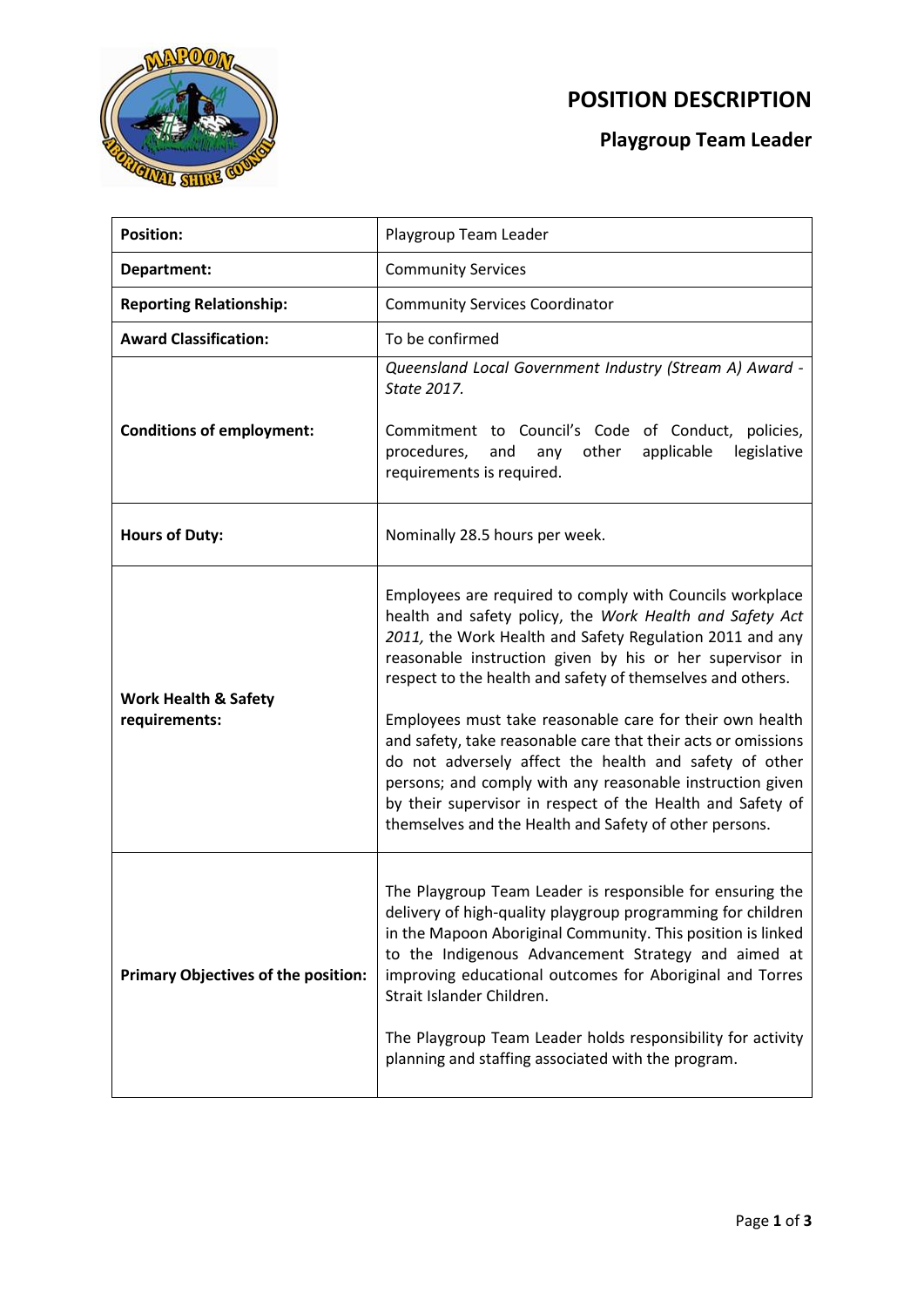# POSITION DESCRIPTION

## Playgroup Team Leader

| | |
|---|---|
| **Position:** | Playgroup Team Leader |
| **Department:** | Community Services |
| **Reporting Relationship:** | Community Services Coordinator |
| **Award Classification:** | To be confirmed |
| **Conditions of employment:** | *Queensland Local Government Industry (Stream A) Award - State 2017.*<br><br>Commitment to Council's Code of Conduct, policies, procedures, and any other applicable legislative requirements is required. |
| **Hours of Duty:** | Nominally 28.5 hours per week. |
| **Work Health & Safety requirements:** | Employees are required to comply with Councils workplace health and safety policy, the *Work Health and Safety Act 2011,* the Work Health and Safety Regulation 2011 and any reasonable instruction given by his or her supervisor in respect to the health and safety of themselves and others.<br><br>Employees must take reasonable care for their own health and safety, take reasonable care that their acts or omissions do not adversely affect the health and safety of other persons; and comply with any reasonable instruction given by their supervisor in respect of the Health and Safety of themselves and the Health and Safety of other persons. |
| **Primary Objectives of the position:** | The Playgroup Team Leader is responsible for ensuring the delivery of high-quality playgroup programming for children in the Mapoon Aboriginal Community. This position is linked to the Indigenous Advancement Strategy and aimed at improving educational outcomes for Aboriginal and Torres Strait Islander Children.<br><br>The Playgroup Team Leader holds responsibility for activity planning and staffing associated with the program. |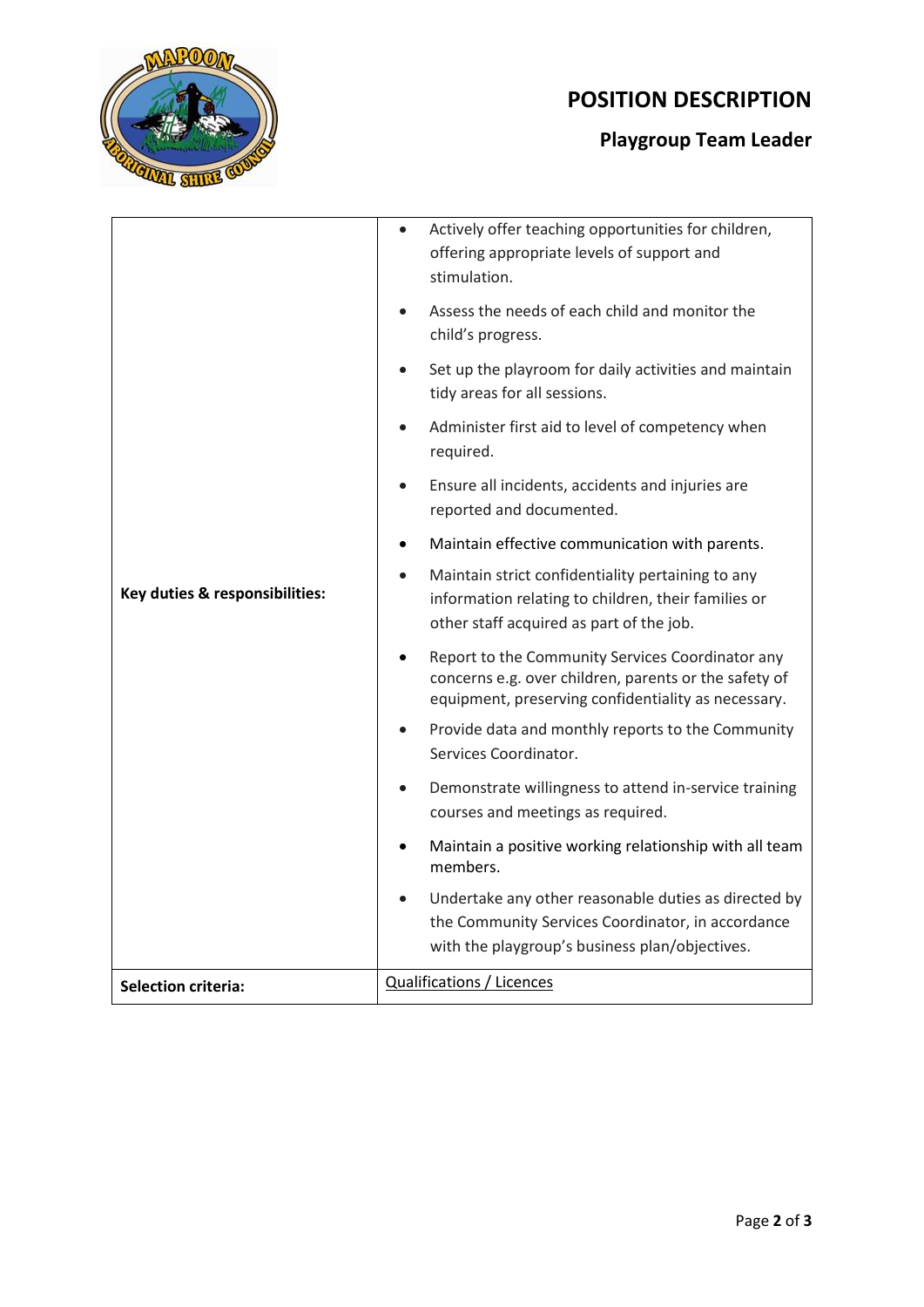# POSITION DESCRIPTION

## Playgroup Team Leader

| | |
|---|---|
| **Key duties & responsibilities:** | • Actively offer teaching opportunities for children, offering appropriate levels of support and stimulation.<br>• Assess the needs of each child and monitor the child's progress.<br>• Set up the playroom for daily activities and maintain tidy areas for all sessions.<br>• Administer first aid to level of competency when required.<br>• Ensure all incidents, accidents and injuries are reported and documented.<br>• Maintain effective communication with parents.<br>• Maintain strict confidentiality pertaining to any information relating to children, their families or other staff acquired as part of the job.<br>• Report to the Community Services Coordinator any concerns e.g. over children, parents or the safety of equipment, preserving confidentiality as necessary.<br>• Provide data and monthly reports to the Community Services Coordinator.<br>• Demonstrate willingness to attend in-service training courses and meetings as required.<br>• Maintain a positive working relationship with all team members.<br>• Undertake any other reasonable duties as directed by the Community Services Coordinator, in accordance with the playgroup's business plan/objectives. |
| **Selection criteria:** | <u>Qualifications / Licences</u> |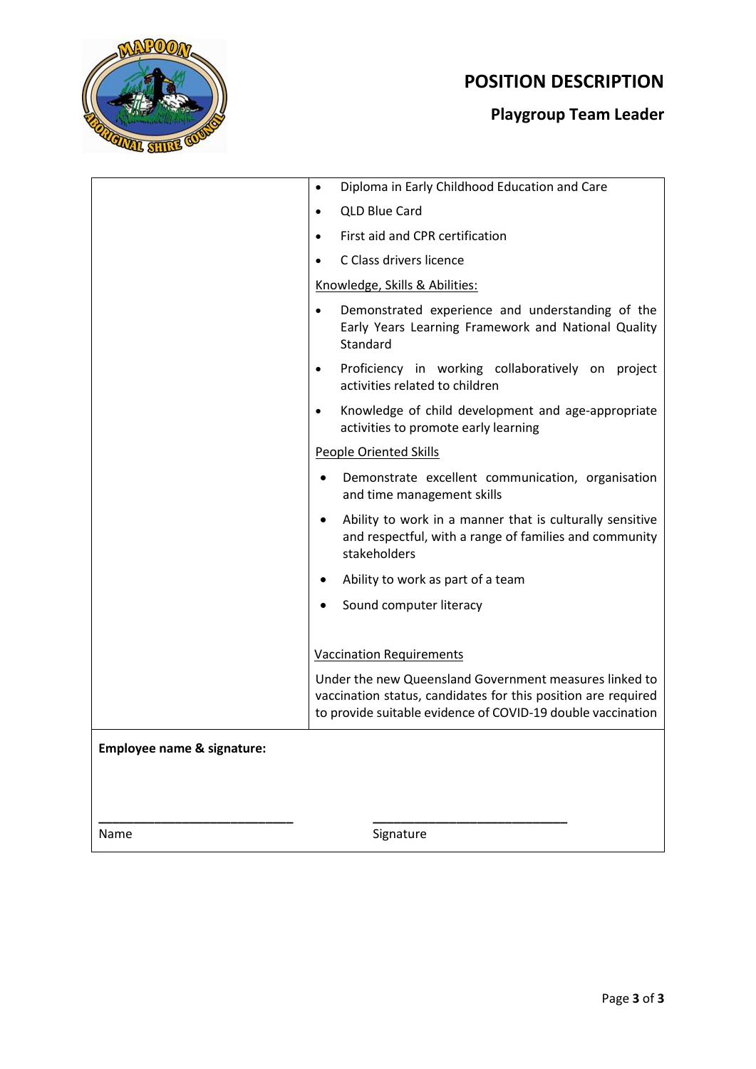# POSITION DESCRIPTION

## Playgroup Team Leader

| | |
|---|---|
| | • Diploma in Early Childhood Education and Care<br>• QLD Blue Card<br>• First aid and CPR certification<br>• C Class drivers licence<br><br>Knowledge, Skills & Abilities:<br><br>• Demonstrated experience and understanding of the Early Years Learning Framework and National Quality Standard<br>• Proficiency in working collaboratively on project activities related to children<br>• Knowledge of child development and age-appropriate activities to promote early learning<br><br>People Oriented Skills<br><br>• Demonstrate excellent communication, organisation and time management skills<br>• Ability to work in a manner that is culturally sensitive and respectful, with a range of families and community stakeholders<br>• Ability to work as part of a team<br>• Sound computer literacy<br><br>Vaccination Requirements<br><br>Under the new Queensland Government measures linked to vaccination status, candidates for this position are required to provide suitable evidence of COVID-19 double vaccination |

**Employee name & signature:**

\_\_\_\_\_\_\_\_\_\_\_\_\_\_\_\_\_\_\_\_\_\_\_\_\_\_\_\_
Name

\_\_\_\_\_\_\_\_\_\_\_\_\_\_\_\_\_\_\_\_\_\_\_\_\_\_\_\_
Signature